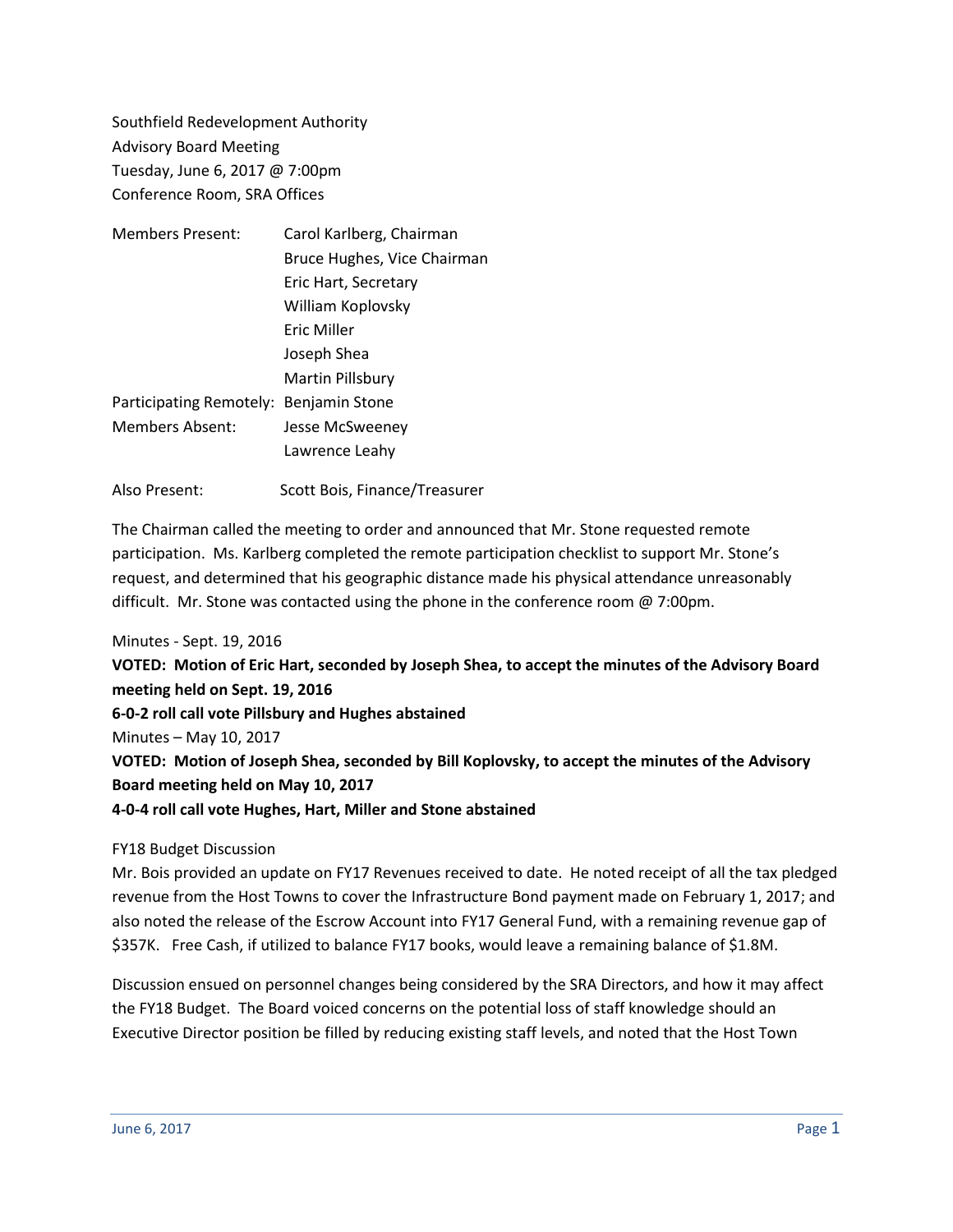Southfield Redevelopment Authority
Advisory Board Meeting
Tuesday, June 6, 2017 @ 7:00pm
Conference Room, SRA Offices

| | |
|---|---|
| Members Present: | Carol Karlberg, Chairman |
| | Bruce Hughes, Vice Chairman |
| | Eric Hart, Secretary |
| | William Koplovsky |
| | Eric Miller |
| | Joseph Shea |
| | Martin Pillsbury |
| Participating Remotely: | Benjamin Stone |
| Members Absent: | Jesse McSweeney |
| | Lawrence Leahy |
| Also Present: | Scott Bois, Finance/Treasurer |

The Chairman called the meeting to order and announced that Mr. Stone requested remote participation. Ms. Karlberg completed the remote participation checklist to support Mr. Stone's request, and determined that his geographic distance made his physical attendance unreasonably difficult. Mr. Stone was contacted using the phone in the conference room @ 7:00pm.

Minutes - Sept. 19, 2016

**VOTED: Motion of Eric Hart, seconded by Joseph Shea, to accept the minutes of the Advisory Board meeting held on Sept. 19, 2016**

**6-0-2 roll call vote Pillsbury and Hughes abstained**

Minutes – May 10, 2017

**VOTED: Motion of Joseph Shea, seconded by Bill Koplovsky, to accept the minutes of the Advisory Board meeting held on May 10, 2017**

**4-0-4 roll call vote Hughes, Hart, Miller and Stone abstained**

FY18 Budget Discussion

Mr. Bois provided an update on FY17 Revenues received to date. He noted receipt of all the tax pledged revenue from the Host Towns to cover the Infrastructure Bond payment made on February 1, 2017; and also noted the release of the Escrow Account into FY17 General Fund, with a remaining revenue gap of $357K. Free Cash, if utilized to balance FY17 books, would leave a remaining balance of $1.8M.

Discussion ensued on personnel changes being considered by the SRA Directors, and how it may affect the FY18 Budget. The Board voiced concerns on the potential loss of staff knowledge should an Executive Director position be filled by reducing existing staff levels, and noted that the Host Town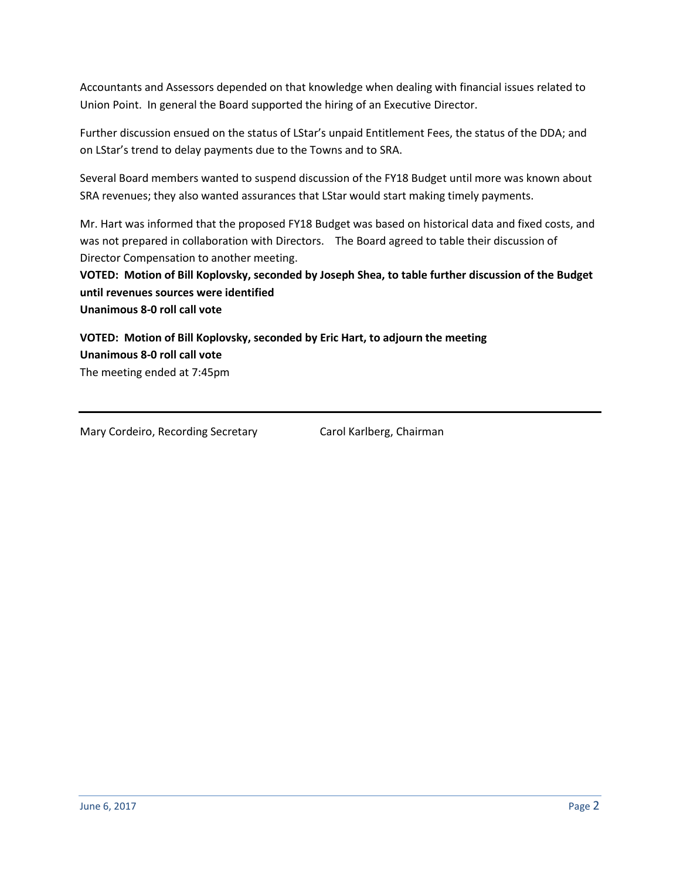Accountants and Assessors depended on that knowledge when dealing with financial issues related to Union Point. In general the Board supported the hiring of an Executive Director.

Further discussion ensued on the status of LStar's unpaid Entitlement Fees, the status of the DDA; and on LStar's trend to delay payments due to the Towns and to SRA.

Several Board members wanted to suspend discussion of the FY18 Budget until more was known about SRA revenues; they also wanted assurances that LStar would start making timely payments.

Mr. Hart was informed that the proposed FY18 Budget was based on historical data and fixed costs, and was not prepared in collaboration with Directors. The Board agreed to table their discussion of Director Compensation to another meeting.

**VOTED: Motion of Bill Koplovsky, seconded by Joseph Shea, to table further discussion of the Budget until revenues sources were identified**
**Unanimous 8-0 roll call vote**

**VOTED: Motion of Bill Koplovsky, seconded by Eric Hart, to adjourn the meeting**
**Unanimous 8-0 roll call vote**
The meeting ended at 7:45pm

---

Mary Cordeiro, Recording Secretary Carol Karlberg, Chairman